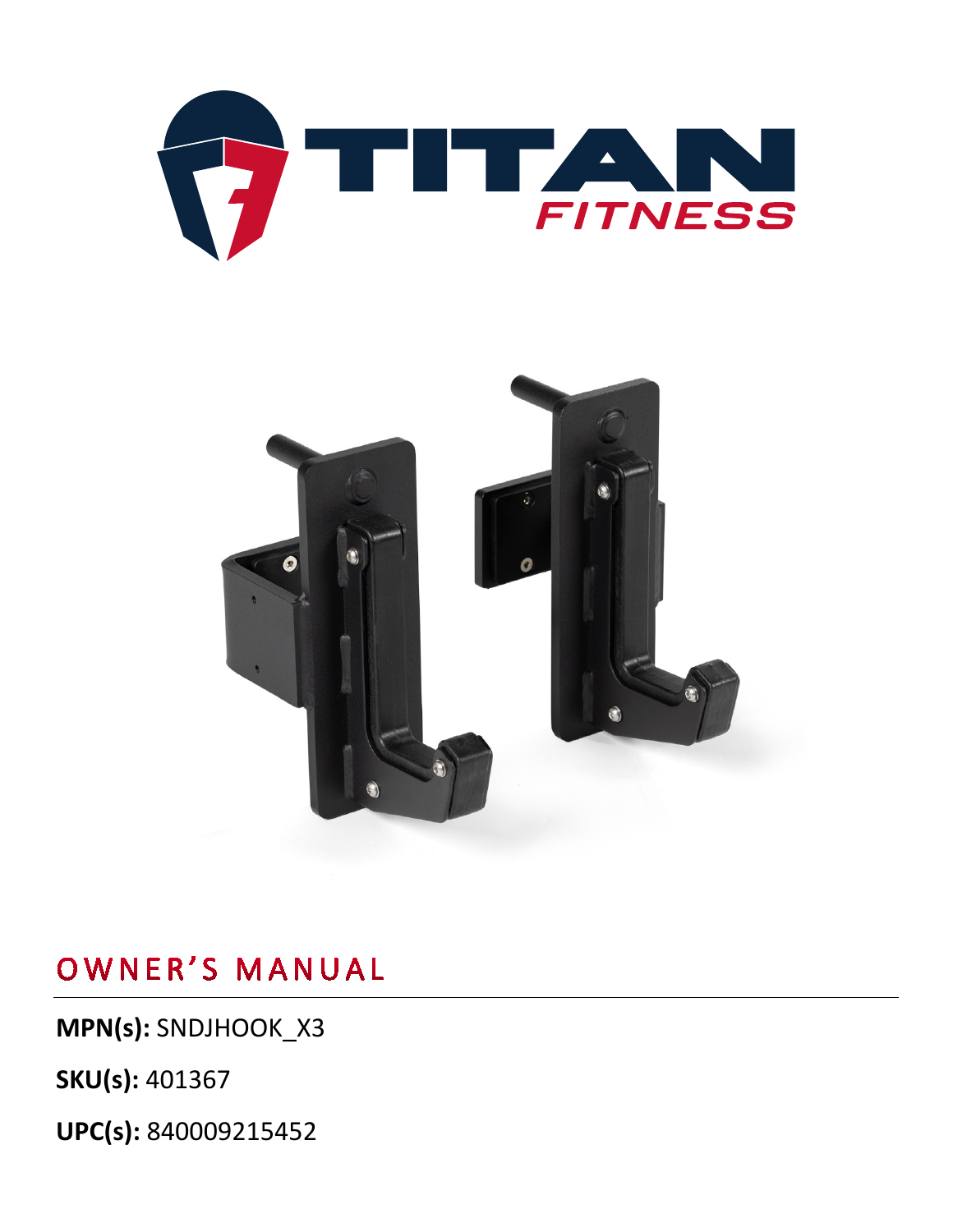# OWNER'S MANUAL

**MPN(s):** SNDJHOOK_X3

**SKU(s):** 401367

**UPC(s):** 840009215452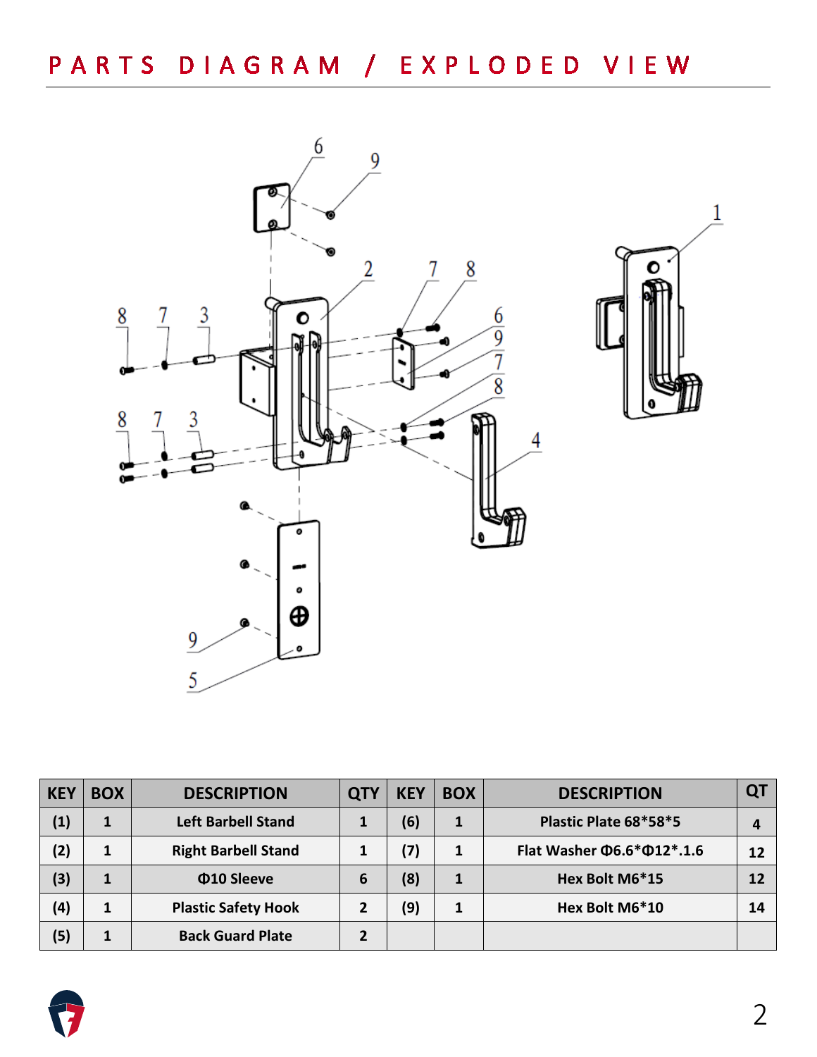# PARTS DIAGRAM / EXPLODED VIEW

| KEY | BOX | DESCRIPTION | QTY | KEY | BOX | DESCRIPTION | QT |
|---|---|---|---|---|---|---|---|
| (1) | 1 | Left Barbell Stand | 1 | (6) | 1 | Plastic Plate 68*58*5 | 4 |
| (2) | 1 | Right Barbell Stand | 1 | (7) | 1 | Flat Washer Φ6.6*Φ12*.1.6 | 12 |
| (3) | 1 | Φ10 Sleeve | 6 | (8) | 1 | Hex Bolt M6*15 | 12 |
| (4) | 1 | Plastic Safety Hook | 2 | (9) | 1 | Hex Bolt M6*10 | 14 |
| (5) | 1 | Back Guard Plate | 2 | | | | |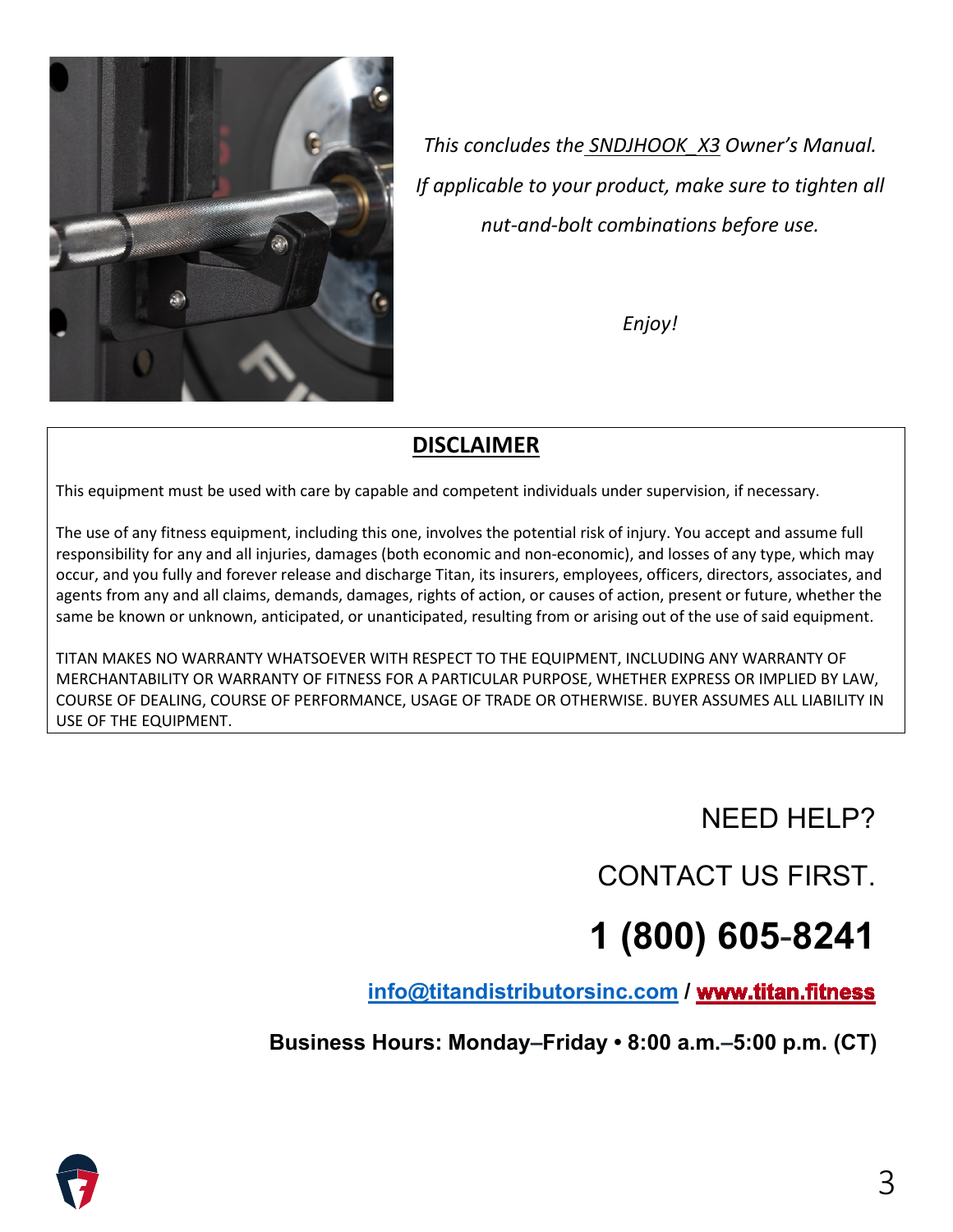*This concludes the SNDJHOOK_X3 Owner's Manual.*
*If applicable to your product, make sure to tighten all nut-and-bolt combinations before use.*

*Enjoy!*

## DISCLAIMER

This equipment must be used with care by capable and competent individuals under supervision, if necessary.

The use of any fitness equipment, including this one, involves the potential risk of injury. You accept and assume full responsibility for any and all injuries, damages (both economic and non-economic), and losses of any type, which may occur, and you fully and forever release and discharge Titan, its insurers, employees, officers, directors, associates, and agents from any and all claims, demands, damages, rights of action, or causes of action, present or future, whether the same be known or unknown, anticipated, or unanticipated, resulting from or arising out of the use of said equipment.

TITAN MAKES NO WARRANTY WHATSOEVER WITH RESPECT TO THE EQUIPMENT, INCLUDING ANY WARRANTY OF MERCHANTABILITY OR WARRANTY OF FITNESS FOR A PARTICULAR PURPOSE, WHETHER EXPRESS OR IMPLIED BY LAW, COURSE OF DEALING, COURSE OF PERFORMANCE, USAGE OF TRADE OR OTHERWISE. BUYER ASSUMES ALL LIABILITY IN USE OF THE EQUIPMENT.

NEED HELP?

CONTACT US FIRST.

**1 (800) 605-8241**

**info@titandistributorsinc.com / www.titan.fitness**

**Business Hours: Monday–Friday • 8:00 a.m.–5:00 p.m. (CT)**